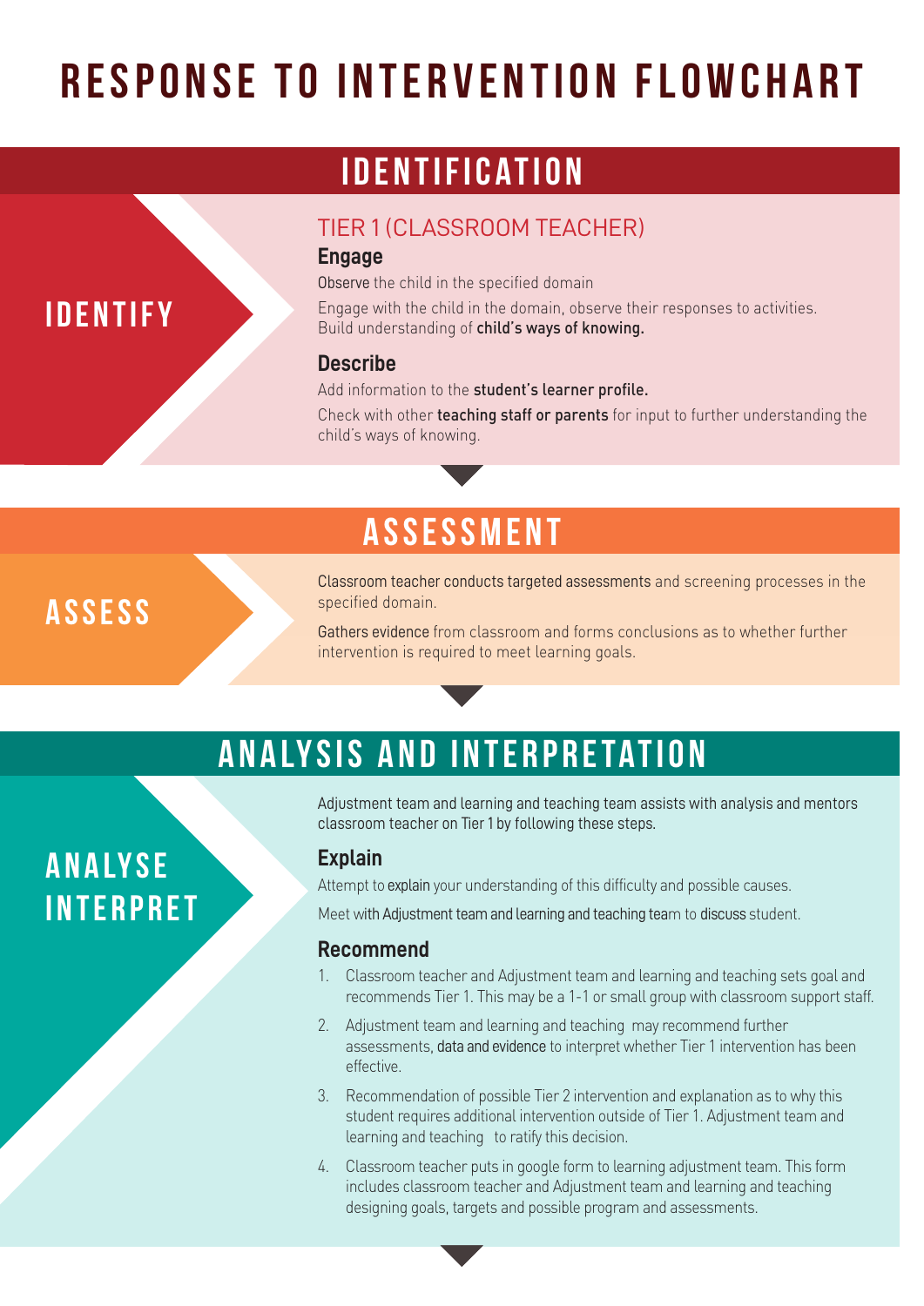# RESPONSE TO INTERVENTION FLOWCHART

## IDENTIFICATION

**IDENTIFY**

### TIER 1 (CLASSROOM TEACHER)

#### Engage

Observe the child in the specified domain

Engage with the child in the domain, observe their responses to activities. Build understanding of **child's ways of knowing.**

#### Describe

Add information to the **student's learner profile.**

Check with other **teaching staff or parents** for input to further understanding the child's ways of knowing.

## ASSESSMENT

**ASSESS**

Classroom teacher conducts targeted assessments and screening processes in the specified domain.

Gathers evidence from classroom and forms conclusions as to whether further intervention is required to meet learning goals.

## ANALYSIS AND INTERPRETATION

**ANALYSE INTERPRET**

Adjustment team and learning and teaching team assists with analysis and mentors classroom teacher on Tier 1 by following these steps.

#### Explain

Attempt to explain your understanding of this difficulty and possible causes.

Meet with Adjustment team and learning and teaching team to discuss student.

#### Recommend

1. Classroom teacher and Adjustment team and learning and teaching sets goal and recommends Tier 1. This may be a 1-1 or small group with classroom support staff.
2. Adjustment team and learning and teaching may recommend further assessments, data and evidence to interpret whether Tier 1 intervention has been effective.
3. Recommendation of possible Tier 2 intervention and explanation as to why this student requires additional intervention outside of Tier 1. Adjustment team and learning and teaching to ratify this decision.
4. Classroom teacher puts in google form to learning adjustment team. This form includes classroom teacher and Adjustment team and learning and teaching designing goals, targets and possible program and assessments.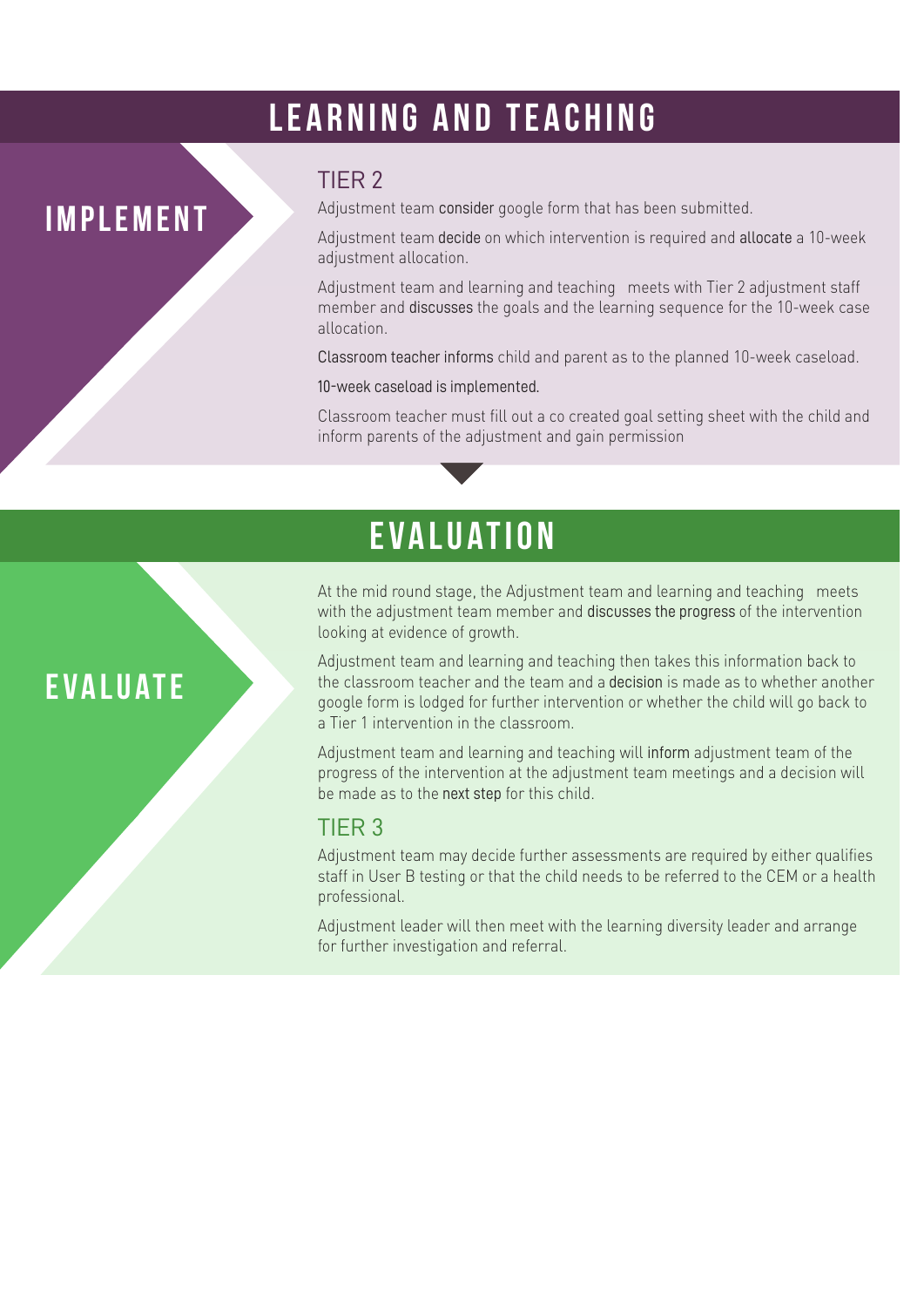# LEARNING AND TEACHING

## IMPLEMENT

### TIER 2

Adjustment team consider google form that has been submitted.

Adjustment team decide on which intervention is required and allocate a 10-week adjustment allocation.

Adjustment team and learning and teaching meets with Tier 2 adjustment staff member and discusses the goals and the learning sequence for the 10-week case allocation.

Classroom teacher informs child and parent as to the planned 10-week caseload.

10-week caseload is implemented.

Classroom teacher must fill out a co created goal setting sheet with the child and inform parents of the adjustment and gain permission

# EVALUATION

## EVALUATE

At the mid round stage, the Adjustment team and learning and teaching meets with the adjustment team member and discusses the progress of the intervention looking at evidence of growth.

Adjustment team and learning and teaching then takes this information back to the classroom teacher and the team and a decision is made as to whether another google form is lodged for further intervention or whether the child will go back to a Tier 1 intervention in the classroom.

Adjustment team and learning and teaching will inform adjustment team of the progress of the intervention at the adjustment team meetings and a decision will be made as to the next step for this child.

### TIER 3

Adjustment team may decide further assessments are required by either qualifies staff in User B testing or that the child needs to be referred to the CEM or a health professional.

Adjustment leader will then meet with the learning diversity leader and arrange for further investigation and referral.